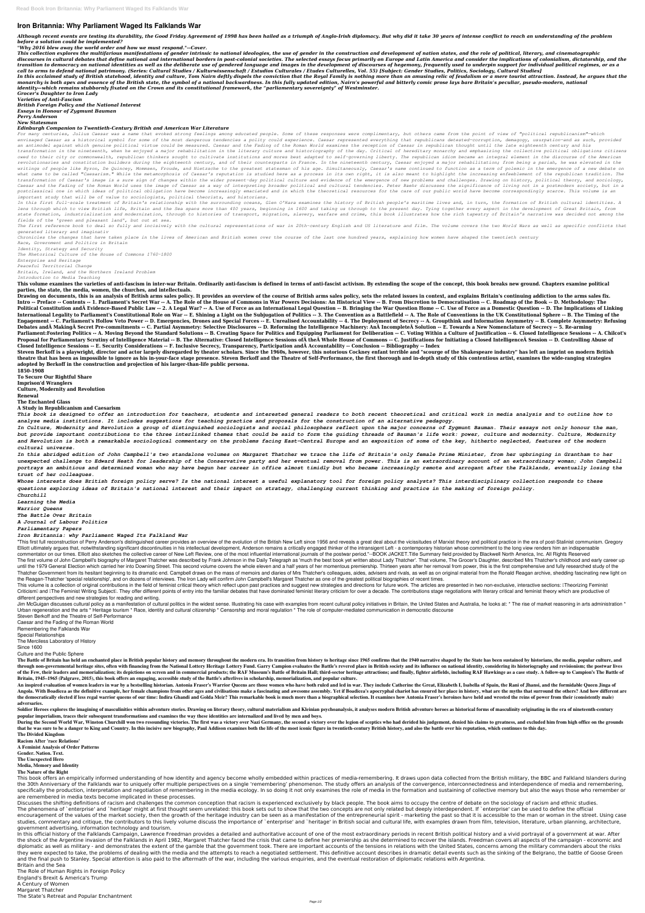# Iron Britannia: Why Parliament Waged Its Falklands War

***Although recent events are testing its durability, the Good Friday Agreement of 1998 has been hailed as a triumph of Anglo-Irish diplomacy. But why did it take 30 years of intense conflict to reach an understanding of the problem before a solution could be implemented?***

***"Why 2016 blew away the world order and how we must respond."--Cover.***

***This collection explores the multifarious manifestations of gender intrinsic to national ideologies, the use of gender in the construction and development of nation states, and the role of political, literary, and cinematographic discourses in cultural debates that define national and international borders in post-colonial societies. The selected essays focus primarily on Europe and Latin America and consider the implications of colonialism, dictatorship, and the transition to democracy on national identities as well as the deliberate use of gendered language and images in the development of discourses of hegemony, frequently used to underpin support for individual political regimes, or as a call to arms to defend national patrimony. (Series: Cultural Studies / Kulturwissenschaft / Estudios Culturales / Etudes Culturelles, Vol. 55) [Subject: Gender Studies, Politics, Sociology, Cultural Studies]***

***In this acclaimed study of British statehood, identity and culture, Tom Nairn deftly dispels the conviction that the Royal Family is nothing more than an amusing relic of feudalism or a mere tourist attraction. Instead, he argues that the monarchy is both apex and essence of the British state, the symbol of a national backwardness. In this fully updated edition, Nairn's powerful and bitterly comic prose lays bare Britain's peculiar, pseudo-modern, national identity—which remains stubbornly fixated on the Crown and its constitutional framework, the "parliamentary sovereignty" of Westminster.***

***Grocer's Daughter to Iron Lady***

***Varieties of Anti-Fascism***

***British Foreign Policy and the National Interest***

***Essays in Honour of Zygmunt Bauman***

***Perry Anderson***

***New Statesman***

***Edinburgh Companion to Twentieth-Century British and American War Literature***

*For many centuries, Julius Caesar was a name that evoked strong feelings among educated people. Some of these responses were complimentary, but others came from the point of view of "political republicanism"—which envisaged Caesar as a historical symbol for some of the most dangerous tendencies a polity could experience. Caesar represented everything that republicans detested—corruption, demagogy, usurpation—and as such, provided an antimodel against which genuine political virtue could be measured. Caesar and the Fading of the Roman World examines the reception of Caesar in republican thought until the late eighteenth century and his transformation in the nineteenth, when he enjoyed a major rehabilitation in the literary culture and historiography of the day. Critical of hereditary monarchy and emphasizing the collective political obligations citizens owed to their city or commonwealth, republican thinkers sought to cultivate institutions and mores best adapted to self-governing liberty. The republican idiom became an integral element in the discourse of the American revolutionaries and constitution builders during the eighteenth century, and of their counterparts in France. In the nineteenth century, Caesar enjoyed a major rehabilitation; from being a pariah, he was elevated in the writings of people like Byron, De Quincey, Mommsen, Froude, and Nietzsche to the greatest statesman of his age. Simultaneously, Caesar's name continued to function as a term of polemic in the emergence of a new debate on what came to be called "Caesarism." While the metamorphosis of Caesar's reputation is studied here as a process in its own right, it is also meant to highlight the increasing enfeeblement of the republican tradition. The transformation of Caesar's image is a sure sign of changes within the wider present-day political culture and evidence of the emergence of new problems and challenges. Drawing on history, political theory, and sociology, Caesar and the Fading of the Roman World uses the image of Caesar as a way of interpreting broader political and cultural tendencies. Peter Baehr discusses the significance of living not in a postmodern society, but in a postclassical one in which ideas of political obligation have become increasingly emaciated and in which the theoretical resources for the care of our public world have become correspondingly scarce. This volume is an important study that will be of value to sociologists, political theorists, and historians.*

*In this first full-scale treatment of Britain's relationship with the surrounding oceans, Glen O'Hara examines the history of British people's maritime lives and, in turn, the formation of British cultural identities. A lens through which to view British life, Britain and the Sea spans more than 400 years, beginning in 1600 and taking us through to the present day. Tying together every aspect in the development of Great Britain, from state formation, industrialization and modernization, through to histories of transport, migration, slavery, warfare and crime, this book illustrates how the rich tapestry of Britain's narrative was decided not among the fields of the 'green and pleasant land', but out at sea.*

*The first reference book to deal so fully and incisively with the cultural representations of war in 20th-century English and US literature and film. The volume covers the two World Wars as well as specific conflicts that generated literary and imaginativ*

*Chronicles the changes that have taken place in the lives of American and British women over the course of the last one hundred years, explaining how women have shaped the twentieth century*

*Race, Government and Politics in Britain*

*Identity, Strategy and Security*

*The Rhetorical Culture of the House of Commons 1760-1800*

*Enterprise and Heritage*

*Peaceful Territorial Change*

*Britain, Ireland, and the Northern Ireland Problem*

*Introduction to Media Teaching*

**This volume examines the varieties of anti-fascism in inter-war Britain. Ordinarily anti-fascism is defined in terms of anti-fascist activism. By extending the scope of the concept, this book breaks new ground. Chapters examine political parties, the state, the media, women, the churches, and intellectuals.**

**Drawing on documents, this is an analysis of British arms sales policy. It provides an overview of the course of British arms sales policy, sets the related issues in context, and explains Britain's continuing addiction to the arms sales fix.**

**Intro -- Preface -- Contents -- 1. Parliament's Secret War -- A. The Role of the House of Commons in War Powers Decisions: An Historical View -- B. From Discretion to Democratisation -- C. Roadmap of the Book -- D. Methodology: The Political Constitution andÂ Evidence-Based Public Law -- 2. A Legal War? -- A. Use of Force as an International Legal Question -- B. Bringing the War Question Home -- C. Use of Force as a Domestic Question -- D. The Implications of Linking International Legality to Parliament's Constitutional Role on War -- E. Shining a Light on the Subjugation of Politics -- 3. The Convention as a Battlefield -- A. The Role of Conventions in the UK Constitutional Sphere -- B. The Timing of the Engagement -- C. Parliament's Hollow Veto Power -- D. Emergencies, Drones and Special Forces -- E. Unrealised Accountability -- 4. The Deployment of Secrecy -- A. Groupthink and Information Asymmetry -- B. Complete Asymmetry: Refusing Debates andÂ MakingÂ Secret Pre-commitments -- C. Partial Asymmetry: Selective Disclosures -- D. Reforming the Intelligence Machinery: AnÂ IncompleteÂ Solution -- E. Towards a New Nomenclature of Secrecy -- 5. Re-arming Parliament:Fostering Politics -- A. Moving Beyond the Standard Solutions -- B. Creating Space for Politics and Equipping Parliament for Deliberation -- C. Voting Within a Culture of Justification -- 6. Closed Intelligence Sessions -- A. Chilcot's Proposal for Parliamentary Scrutiny of Intelligence Material -- B. The Alternative: Closed Intelligence Sessions ofÂ theÂ Whole House of Commons -- C. Justifications for Initiating a Closed IntelligenceÂ Session -- D. Controlling Abuse of Closed Intelligence Sessions -- E. Security Considerations -- F. Inclusive Secrecy, Transparency, Participation andÂ Accountability -- Conclusion -- Bibliography -- Index**

**Steven Berkoff is a playwright, director and actor largely disregarded by theater scholars. Since the 1960s, however, this notorious Cockney enfant terrible and "scourge of the Shakespeare industry" has left an imprint on modern British theatre that has been as impossible to ignore as his in-your-face stage presence. Steven Berkoff and the Theatre of Self-Performance, the first thorough and in-depth study of this contentious artist, examines the wide-ranging strategies adopted by Berkoff in the construction and projection of his larger-than-life public persona.**

**1850-1908**

**To Secure Our Rightful Share**

**Imprison'd Wranglers**

**Culture, Modernity and Revolution**

**Renewal**

**The Enchanted Glass**

**A Study in Republicanism and Caesarism**

***This book is designed to offer an introduction for teachers, students and interested general readers to both recent theoretical and critical work in media analysis and to outline how to analyse media institutions. It includes suggestions for teaching practice and proposals for the construction of an alternative pedagogy.***

***In Culture, Modernity and Revolution a group of distinguished sociologists and social philosophers reflect upon the major concerns of Zygmunt Bauman. Their essays not only honour the man, but provide important contributions to the three interlinked themes that could be said to form the guiding threads of Bauman's life work: power, culture and modernity. Culture, Modernity and Revolution is both a remarkable sociological commentary on the problems facing East-Central Europe and an exposition of some of the key, hitherto neglected, features of the modern cultural universe.***

***In this abridged edition of John Campbell's two standalone volumes on Margaret Thatcher we trace the life of Britain's only female Prime Minister, from her upbringing in Grantham to her unexpected challenge to Edward Heath for leadership of the Conservative party and her eventual removal from power. This is an extraordinary account of an extraordinary woman; John Campbell portrays an ambitious and determined woman who may have begun her career in office almost timidly but who became increasingly remote and arrogant after the Falklands, eventually losing the trust of her colleagues.***

***Whose interests does British foreign policy serve? Is the national interest a useful explanatory tool for foreign policy analysts? This interdisciplinary collection responds to these questions exploring ideas of Britain's national interest and their impact on strategy, challenging current thinking and practice in the making of foreign policy.***

***Churchill***

***Learning the Media***

***Warrior Queens***

***The Battle Over Britain***

***A Journal of Labour Politics***

***Parliamentary Papers***

***Iron Britannia: why Parliament waged its Falklands War***

"This first full reconstruction of Perry Anderson's distinguished career provides an overview of the evolution of the British New Left since 1956 and reveals a great deal about the vicissitudes of Marxist theory and political practice in the era of post-Stalinist communism. Gregory Elliott ultimately argues that, notwithstanding significant discontinuities in his intellectual development, Anderson remains a critically engaged thinker of the intransigent Left - a contemporary historian whose commitment to the long view renders him an indispensable commentator on our times. Elliott also sketches the collective career of New Left Review, one of the most influential international journals of the postwar period."--BOOK JACKET.Title Summary field provided by Blackwell North America, Inc. All Rights Reserved

The first volume of John Campbell's biography of Margaret Thatcher was described by Frank Johnson in the Daily Telegraph as 'much the best book yet written about Lady Thatcher'. That volume, The Grocer's Daughter, described Mrs Thatcher's childhood and early career up until the 1979 General Election which carried her into Downing Street. This second volume covers the whole eleven and a half years of her momentous premiership. Thirteen years after her removal from power, this is the first comprehensive and fully researched study of the Thatcher Government from its hesitant beginning to its dramatic end. Campbell draws on the mass of memoirs and diaries of Mrs Thatcher's colleagues, aides, advisers and rivals, as well as on original material from the Ronald Reagan archive, shedding fascinating new light on the Reagan-Thatcher 'special relationship', and on dozens of interviews. The Iron Lady will confirm John Campbell's Margaret Thatcher as one of the greatest political biographies of recent times.

This volume is a collection of original contributions in the field of feminist critical theory which reflect upon past practices and suggest new strategies and directions for future work. The articles are presented in two non-exclusive, interactive sections: ÌTheorizing Feminist CriticismÌ and ÌThe Feminist Writing SubjectÌ. They offer different points of entry into the familiar debates that have dominated feminist literary criticism for over a decade. The contributions stage negotiations with literary critical and feminist theory which are productive of different perspectives and new strategies for reading and writing.

Jim McGuigan discusses cultural policy as a manifestation of cultural politics in the widest sense. Illustrating his case with examples from recent cultural policy initiatives in Britain, the United States and Australia, he looks at: * The rise of market reasoning in arts administration * Urban regeneration and the arts * Heritage tourism * Race, identity and cultural citizenship * Censorship and moral regulation * The role of computer-mediated communication in democratic discourse

Steven Berkoff and the Theatre of Self-Performance

Caesar and the Fading of the Roman World

Remembering the Falklands War

Special Relationships

The Merciless Laboratory of History

Since 1600

Culture and the Public Sphere

**The Battle of Britain has held an enchanted place in British popular history and memory throughout the modern era. Its transition from history to heritage since 1965 confirms that the 1940 narrative shaped by the State has been sustained by historians, the media, popular culture, and through non-governmental heritage sites, often with financing from the National Lottery Heritage Lottery Fund. Garry Campion evaluates the Battle's revered place in British society and its influence on national identity, considering its historiography and revisionism; the postwar lives of the Few, their leaders and memorialization; its depictions on screen and in commercial products; the RAF Museum's Battle of Britain Hall; third-sector heritage attractions; and finally, fighter airfields, including RAF Hawkinge as a case study. A follow-up to Campion's The Battle of Britain, 1945–1965 (Palgrave, 2015), this book offers an engaging, accessible study of the Battle's afterlives in scholarship, memorialization, and popular culture.**

**An inspired evaluation of women leaders in war by a bestselling historian. Antonia Fraser's Warrior Queens are those women who have both ruled and led in war. They include Catherine the Great, Elizabeth I, Isabella of Spain, the Rani of Jhansi, and the formidable Queen Jinga of Angola. With Boadicea as the definitive example, her female champions from other ages and civilisations make a fascinating and awesome assembly. Yet if Boadicea's apocryphal chariot has ensured her place in history, what are the myths that surround the others? And how different are the democratically elected if less regal warrior queens of our time: Indira Gandhi and Golda Meir? This remarkable book is much more than a biographical selection. It examines how Antonia Fraser's heroines have held and wrested the reins of power from their (consistently male) adversaries.**

**Soldier Heroes explores the imagining of masculinities within adventure stories. Drawing on literary theory, cultural materialism and Kleinian psychoanalysis, it analyses modern British adventure heroes as historical forms of masculinity originating in the era of nineteenth-century popular imperialism, traces their subsequent transformations and examines the way these identities are internalized and lived by men and boys.**

**During the Second World War, Winston Churchill won two resounding victories. The first was a victory over Nazi Germany, the second a victory over the legion of sceptics who had derided his judgement, denied his claims to greatness, and excluded him from high office on the grounds that he was sure to be a danger to King and Country. In this incisive new biography, Paul Addison examines both the life of the most iconic figure in twentieth-century British history, and also the battle over his reputation, which continues to this day.**

**The Divided Kingdom**

**Racism After 'race Relations'**

**A Feminist Analysis of Order Patterns**

**Gender. Nation. Text.**

**The Unexpected Hero**

**Media, Memory and Identity**

**The Nature of the Right**

This book offers an empirically informed understanding of how identity and agency become wholly embedded within practices of media-remembering. It draws upon data collected from the British military, the BBC and Falkland Islanders during the 30th Anniversary of the Falklands war to uniquely offer multiple perspectives on a single 'remembering' phenomenon. The study offers an analysis of the convergence, interconnectedness and interdependence of media and remembering, specifically the production, interpretation and negotiation of remembering in the media ecology. In so doing it not only examines the role of media in the formation and sustaining of collective memory but also the ways those who remember or are remembered in media texts become implicated in these processes.

Discusses the shifting definitions of racism and challenges the common conception that racism is experienced exclusively by black people. The book aims to occupy the centre of debate on the sociology of racism and ethnic studies.

The phenomena of `enterprise' and `heritage' might at first thought seem unrelated: this book sets out to show that the two concepts are not only related but deeply interdependent. If `enterprise' can be used to define the official encouragement of the values of the market society, then the growth of the heritage industry can be seen as a manifestation of the entrepreneurial spirit - marketing the past so that it is accessible to the man or woman in the street. Using case studies, commentary and critique, the contributors to this lively volume discuss the importance of `enterprise' and `heritage' in British social and cultural life, with examples drawn from film, television, literature, urban planning, architecture, government advertising, information technology and tourism.

In this official history of the Falklands Campaign, Lawrence Freedman provides a detailed and authoritative account of one of the most extraordinary periods in recent British political history and a vivid portrayal of a government at war. After the shock of the Argentine invasion of the Falklands in April 1982, Margaret Thatcher faced the crisis that came to define her premiership as she determined to recover the islands. Freedman covers all aspects of the campaign - economic and diplomatic as well as military - and demonstrates the extent of the gamble that the government took. There are important accounts of the tensions in relations with the United States, concerns among the military commanders about the risks they were expected to take, the problems of dealing with the media and the attempts to reach a negotiated settlement. This definitive account describes in dramatic detail events such as the sinking of the Belgrano, the battle of Goose Green and the final push to Stanley. Special attention is also paid to the aftermath of the war, including the various enquiries, and the eventual restoration of diplomatic relations with Argentina.

Britain and the Sea

The Role of Human Rights in Foreign Policy

England's Brexit & America's Trump

A Century of Women

Margaret Thatcher

The State's Retreat and Popular Enchantment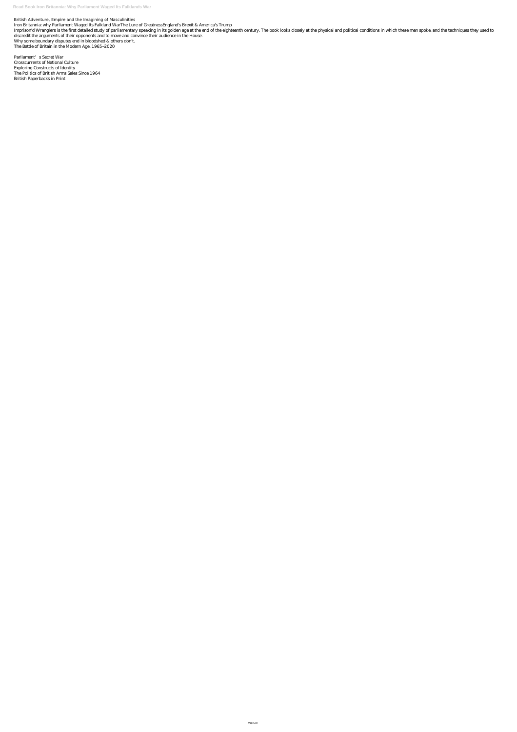British Adventure, Empire and the Imagining of Masculinities

Iron Britannia: why Parliament Waged Its Falkland WarThe Lure of GreatnessEngland's Brexit & America's Trump

Imprison'd Wranglers is the first detailed study of parliamentary speaking in its golden age at the end of the eighteenth century. The book looks closely at the physical and political conditions in which these men spoke, and the techniques they used to discredit the arguments of their opponents and to move and convince their audience in the House.

Why some boundary disputes end in bloodshed & others don't.

The Battle of Britain in the Modern Age, 1965–2020

Parliament's Secret War

Crosscurrents of National Culture

Exploring Constructs of Identity

The Politics of British Arms Sales Since 1964

British Paperbacks in Print